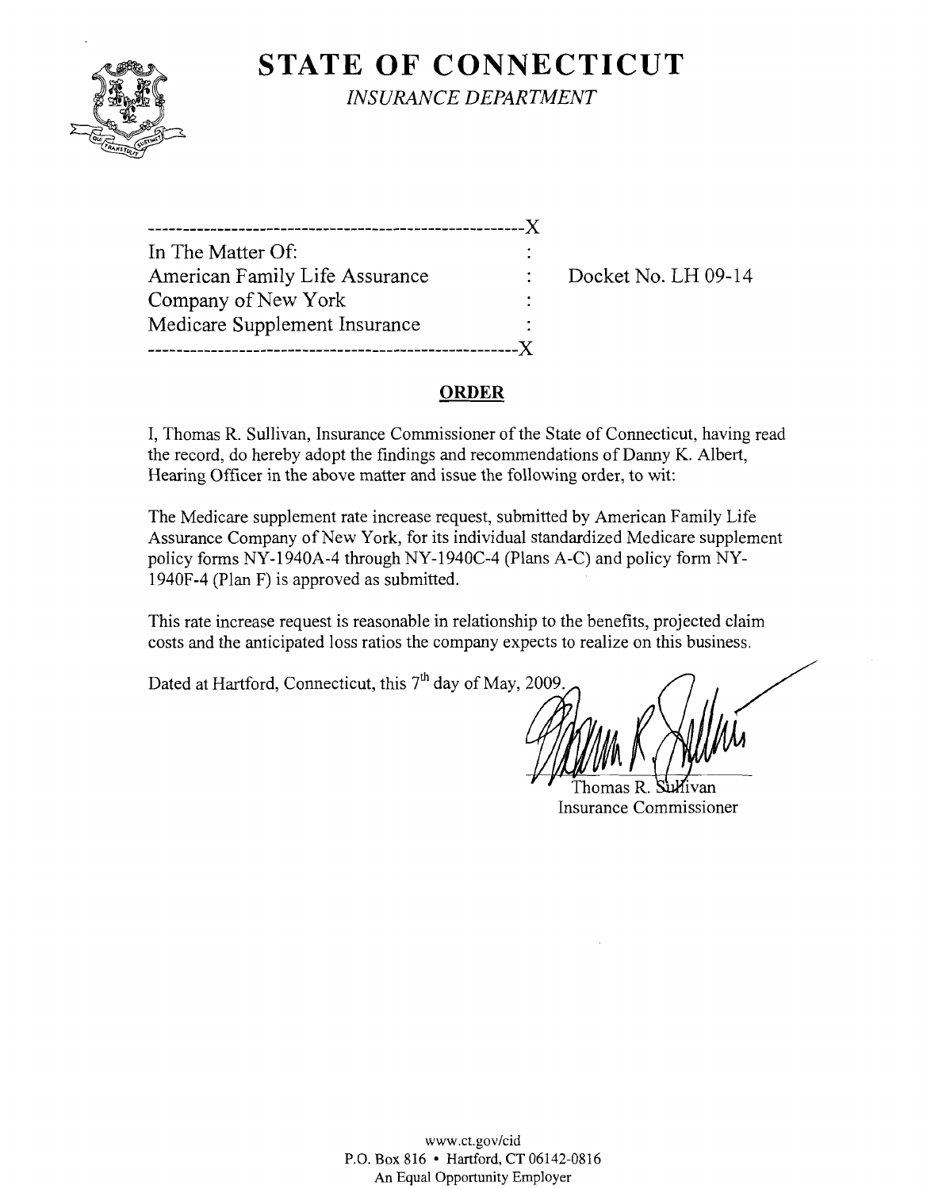# STATE OF CONNECTICUT

*INSURANCE DEPARTMENT*

```
------------------------------------------------------X
In The Matter Of:                                     :
American Family Life Assurance                        :    Docket No. LH 09-14
Company of New York                                   :
Medicare Supplement Insurance                         :
------------------------------------------------------X
```

## ORDER

I, Thomas R. Sullivan, Insurance Commissioner of the State of Connecticut, having read the record, do hereby adopt the findings and recommendations of Danny K. Albert, Hearing Officer in the above matter and issue the following order, to wit:

The Medicare supplement rate increase request, submitted by American Family Life Assurance Company of New York, for its individual standardized Medicare supplement policy forms NY-1940A-4 through NY-1940C-4 (Plans A-C) and policy form NY-1940F-4 (Plan F) is approved as submitted.

This rate increase request is reasonable in relationship to the benefits, projected claim costs and the anticipated loss ratios the company expects to realize on this business.

Dated at Hartford, Connecticut, this 7th day of May, 2009.

Thomas R. Sullivan
Insurance Commissioner

www.ct.gov/cid
P.O. Box 816 • Hartford, CT 06142-0816
An Equal Opportunity Employer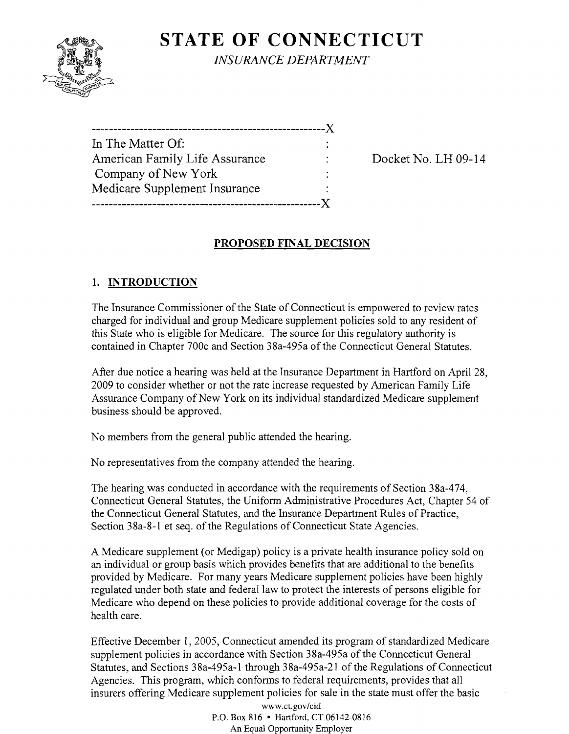# STATE OF CONNECTICUT

*INSURANCE DEPARTMENT*

```
----------------------------------------------------X
In The Matter Of:                                   :
American Family Life Assurance                      :     Docket No. LH 09-14
 Company of New York                                :
Medicare Supplement Insurance                       :
----------------------------------------------------X
```

## PROPOSED FINAL DECISION

### 1. INTRODUCTION

The Insurance Commissioner of the State of Connecticut is empowered to review rates charged for individual and group Medicare supplement policies sold to any resident of this State who is eligible for Medicare. The source for this regulatory authority is contained in Chapter 700c and Section 38a-495a of the Connecticut General Statutes.

After due notice a hearing was held at the Insurance Department in Hartford on April 28, 2009 to consider whether or not the rate increase requested by American Family Life Assurance Company of New York on its individual standardized Medicare supplement business should be approved.

No members from the general public attended the hearing.

No representatives from the company attended the hearing.

The hearing was conducted in accordance with the requirements of Section 38a-474, Connecticut General Statutes, the Uniform Administrative Procedures Act, Chapter 54 of the Connecticut General Statutes, and the Insurance Department Rules of Practice, Section 38a-8-1 et seq. of the Regulations of Connecticut State Agencies.

A Medicare supplement (or Medigap) policy is a private health insurance policy sold on an individual or group basis which provides benefits that are additional to the benefits provided by Medicare. For many years Medicare supplement policies have been highly regulated under both state and federal law to protect the interests of persons eligible for Medicare who depend on these policies to provide additional coverage for the costs of health care.

Effective December 1, 2005, Connecticut amended its program of standardized Medicare supplement policies in accordance with Section 38a-495a of the Connecticut General Statutes, and Sections 38a-495a-1 through 38a-495a-21 of the Regulations of Connecticut Agencies. This program, which conforms to federal requirements, provides that all insurers offering Medicare supplement policies for sale in the state must offer the basic

www.ct.gov/cid
P.O. Box 816 • Hartford, CT 06142-0816
An Equal Opportunity Employer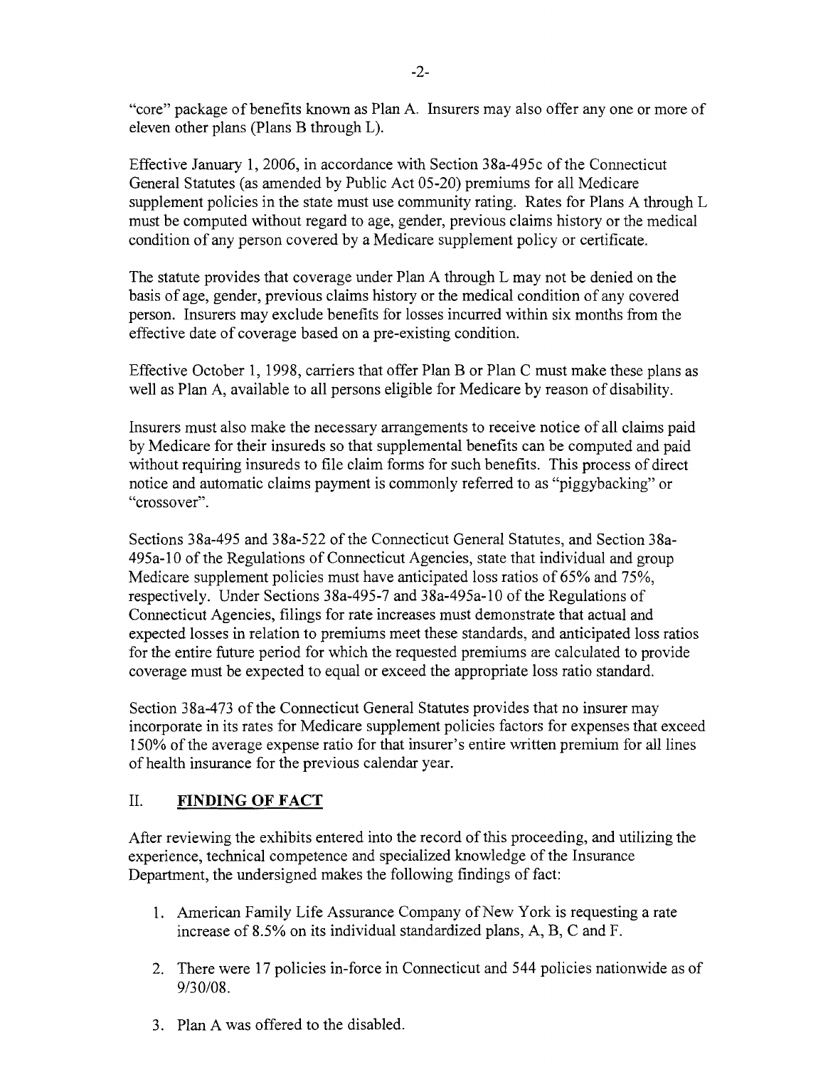"core" package of benefits known as Plan A. Insurers may also offer any one or more of eleven other plans (Plans B through L).

Effective January 1, 2006, in accordance with Section 38a-495c of the Connecticut General Statutes (as amended by Public Act 05-20) premiums for all Medicare supplement policies in the state must use community rating. Rates for Plans A through L must be computed without regard to age, gender, previous claims history or the medical condition of any person covered by a Medicare supplement policy or certificate.

The statute provides that coverage under Plan A through L may not be denied on the basis of age, gender, previous claims history or the medical condition of any covered person. Insurers may exclude benefits for losses incurred within six months from the effective date of coverage based on a pre-existing condition.

Effective October 1, 1998, carriers that offer Plan B or Plan C must make these plans as well as Plan A, available to all persons eligible for Medicare by reason of disability.

Insurers must also make the necessary arrangements to receive notice of all claims paid by Medicare for their insureds so that supplemental benefits can be computed and paid without requiring insureds to file claim forms for such benefits. This process of direct notice and automatic claims payment is commonly referred to as "piggybacking" or "crossover".

Sections 38a-495 and 38a-522 of the Connecticut General Statutes, and Section 38a-495a-10 of the Regulations of Connecticut Agencies, state that individual and group Medicare supplement policies must have anticipated loss ratios of 65% and 75%, respectively. Under Sections 38a-495-7 and 38a-495a-10 of the Regulations of Connecticut Agencies, filings for rate increases must demonstrate that actual and expected losses in relation to premiums meet these standards, and anticipated loss ratios for the entire future period for which the requested premiums are calculated to provide coverage must be expected to equal or exceed the appropriate loss ratio standard.

Section 38a-473 of the Connecticut General Statutes provides that no insurer may incorporate in its rates for Medicare supplement policies factors for expenses that exceed 150% of the average expense ratio for that insurer's entire written premium for all lines of health insurance for the previous calendar year.

## II. FINDING OF FACT

After reviewing the exhibits entered into the record of this proceeding, and utilizing the experience, technical competence and specialized knowledge of the Insurance Department, the undersigned makes the following findings of fact:

1. American Family Life Assurance Company of New York is requesting a rate increase of 8.5% on its individual standardized plans, A, B, C and F.

2. There were 17 policies in-force in Connecticut and 544 policies nationwide as of 9/30/08.

3. Plan A was offered to the disabled.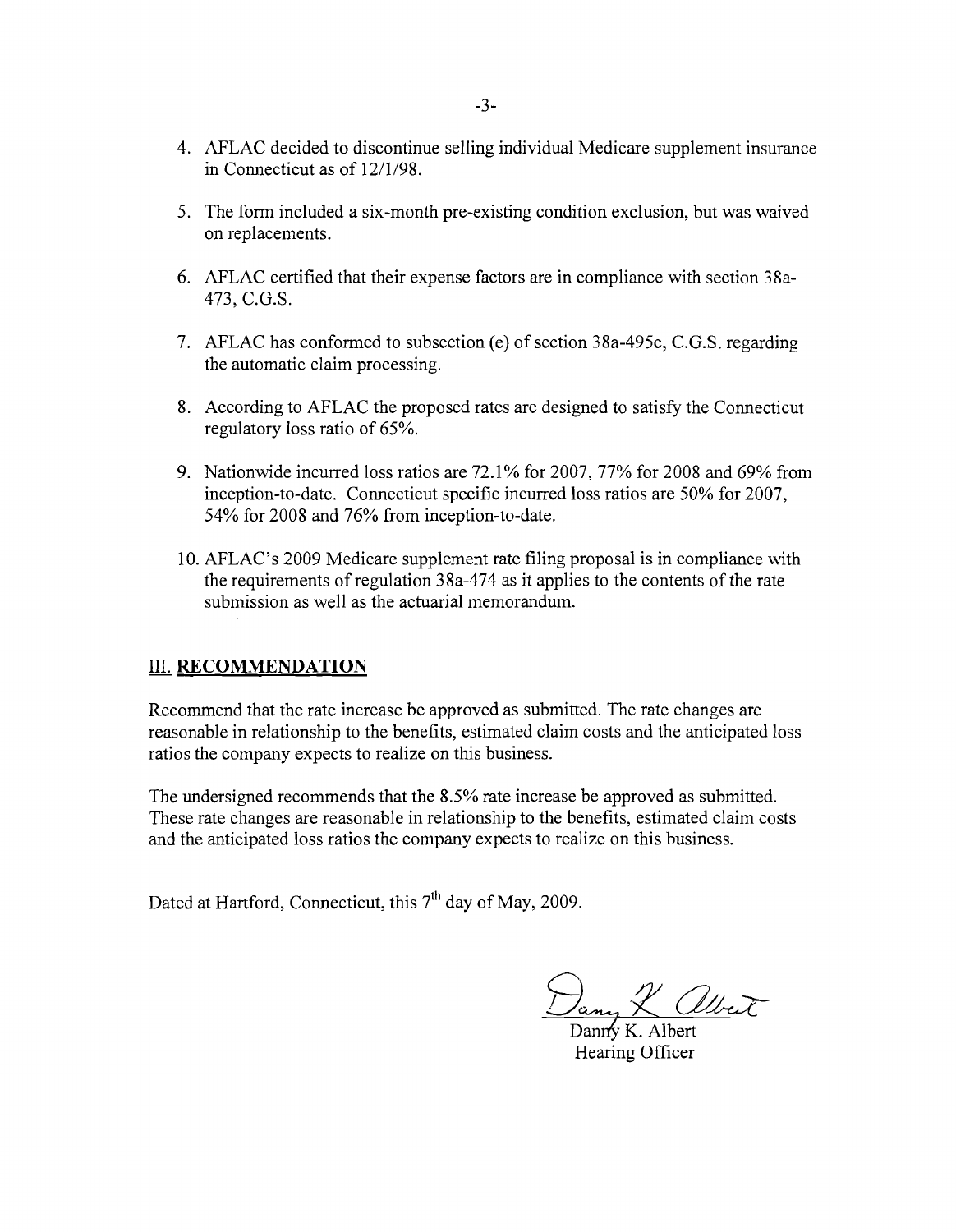4. AFLAC decided to discontinue selling individual Medicare supplement insurance in Connecticut as of 12/1/98.

5. The form included a six-month pre-existing condition exclusion, but was waived on replacements.

6. AFLAC certified that their expense factors are in compliance with section 38a-473, C.G.S.

7. AFLAC has conformed to subsection (e) of section 38a-495c, C.G.S. regarding the automatic claim processing.

8. According to AFLAC the proposed rates are designed to satisfy the Connecticut regulatory loss ratio of 65%.

9. Nationwide incurred loss ratios are 72.1% for 2007, 77% for 2008 and 69% from inception-to-date. Connecticut specific incurred loss ratios are 50% for 2007, 54% for 2008 and 76% from inception-to-date.

10. AFLAC's 2009 Medicare supplement rate filing proposal is in compliance with the requirements of regulation 38a-474 as it applies to the contents of the rate submission as well as the actuarial memorandum.

## III. RECOMMENDATION

Recommend that the rate increase be approved as submitted. The rate changes are reasonable in relationship to the benefits, estimated claim costs and the anticipated loss ratios the company expects to realize on this business.

The undersigned recommends that the 8.5% rate increase be approved as submitted. These rate changes are reasonable in relationship to the benefits, estimated claim costs and the anticipated loss ratios the company expects to realize on this business.

Dated at Hartford, Connecticut, this 7th day of May, 2009.

Danny K. Albert

Danny K. Albert
Hearing Officer